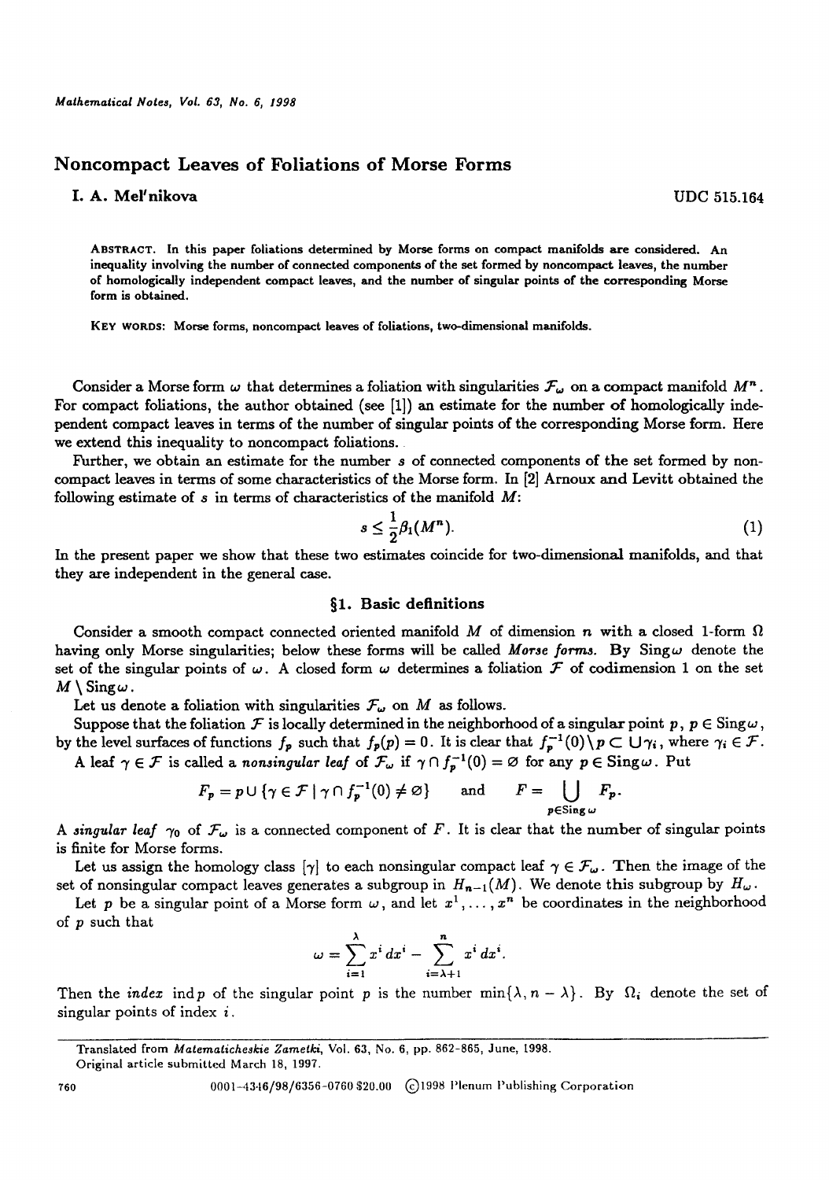# Noncompact Leaves of Foliations of Morse Forms

**I. A. Mel'nikova** UDC 515.164

ABSTRACT. In this paper foliations determined by Morse forms on compact manifolds are considered. An inequality involving the number of connected components of the set formed by noncompact leaves, the number of homologically independent compact leaves, and the number of singular points of the corresponding Morse form is obtained.

KEY WORDS: Morse forms, noncompact leaves of foliations, two-dimensional manifolds.

Consider a Morse form $\omega$ that determines a foliation with singularities $\mathcal{F}_\omega$ on a compact manifold $M^n$. For compact foliations, the author obtained (see [1]) an estimate for the number of homologically independent compact leaves in terms of the number of singular points of the corresponding Morse form. Here we extend this inequality to noncompact foliations.

Further, we obtain an estimate for the number $s$ of connected components of the set formed by noncompact leaves in terms of some characteristics of the Morse form. In [2] Arnoux and Levitt obtained the following estimate of $s$ in terms of characteristics of the manifold $M$:

$$s \leq \frac{1}{2}\beta_1(M^n). \tag{1}$$

In the present paper we show that these two estimates coincide for two-dimensional manifolds, and that they are independent in the general case.

## §1. Basic definitions

Consider a smooth compact connected oriented manifold $M$ of dimension $n$ with a closed 1-form $\Omega$ having only Morse singularities; below these forms will be called *Morse forms*. By $\operatorname{Sing}\omega$ denote the set of the singular points of $\omega$. A closed form $\omega$ determines a foliation $\mathcal{F}$ of codimension 1 on the set $M \setminus \operatorname{Sing}\omega$.

Let us denote a foliation with singularities $\mathcal{F}_\omega$ on $M$ as follows.

Suppose that the foliation $\mathcal{F}$ is locally determined in the neighborhood of a singular point $p$, $p \in \operatorname{Sing}\omega$, by the level surfaces of functions $f_p$ such that $f_p(p) = 0$. It is clear that $f_p^{-1}(0) \setminus p \subset \bigcup \gamma_i$, where $\gamma_i \in \mathcal{F}$.

A leaf $\gamma \in \mathcal{F}$ is called a *nonsingular leaf* of $\mathcal{F}_\omega$ if $\gamma \cap f_p^{-1}(0) = \varnothing$ for any $p \in \operatorname{Sing}\omega$. Put

$$F_p = p \cup \{\gamma \in \mathcal{F} \mid \gamma \cap f_p^{-1}(0) \neq \varnothing\} \qquad \text{and} \qquad F = \bigcup_{p \in \operatorname{Sing}\omega} F_p.$$

A *singular leaf* $\gamma_0$ of $\mathcal{F}_\omega$ is a connected component of $F$. It is clear that the number of singular points is finite for Morse forms.

Let us assign the homology class $[\gamma]$ to each nonsingular compact leaf $\gamma \in \mathcal{F}_\omega$. Then the image of the set of nonsingular compact leaves generates a subgroup in $H_{n-1}(M)$. We denote this subgroup by $H_\omega$.

Let $p$ be a singular point of a Morse form $\omega$, and let $x^1, \dots, x^n$ be coordinates in the neighborhood of $p$ such that

$$\omega = \sum_{i=1}^{\lambda} x^i\, dx^i - \sum_{i=\lambda+1}^{n} x^i\, dx^i.$$

Then the *index* $\operatorname{ind} p$ of the singular point $p$ is the number $\min\{\lambda, n-\lambda\}$. By $\Omega_i$ denote the set of singular points of index $i$.

Translated from *Matematicheskie Zametki*, Vol. 63, No. 6, pp. 862–865, June, 1998.
Original article submitted March 18, 1997.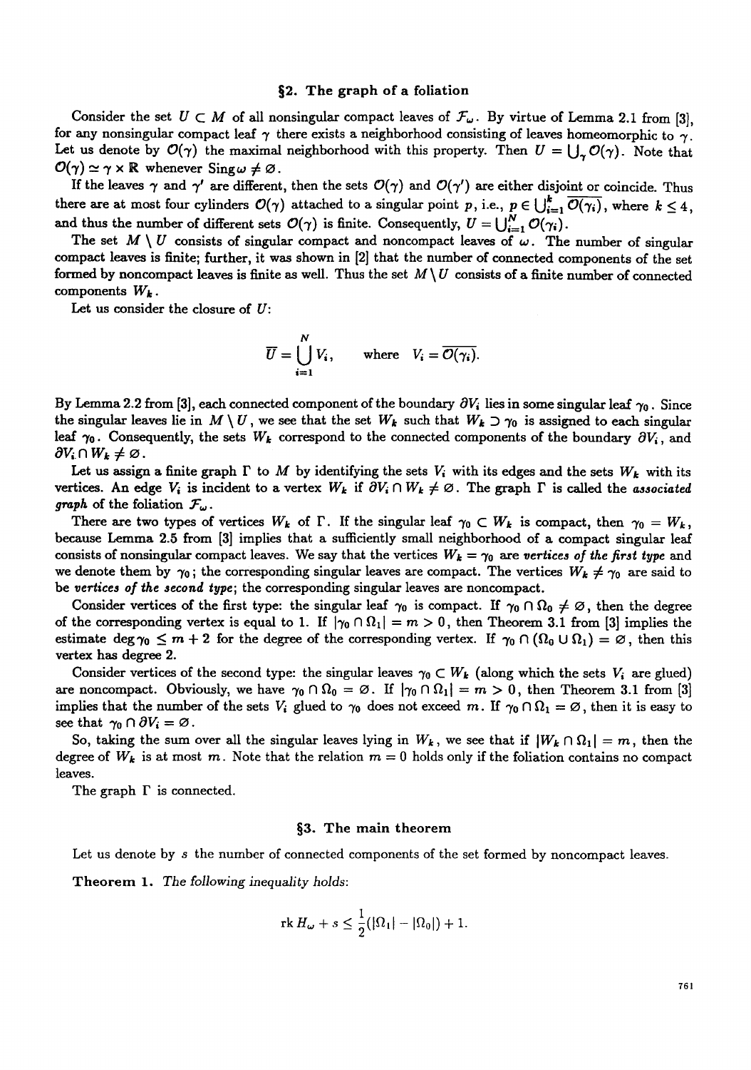## §2. The graph of a foliation

Consider the set $U \subset M$ of all nonsingular compact leaves of $\mathcal{F}_\omega$. By virtue of Lemma 2.1 from [3], for any nonsingular compact leaf $\gamma$ there exists a neighborhood consisting of leaves homeomorphic to $\gamma$. Let us denote by $\mathcal{O}(\gamma)$ the maximal neighborhood with this property. Then $U = \bigcup_\gamma \mathcal{O}(\gamma)$. Note that $\mathcal{O}(\gamma) \simeq \gamma \times \mathbb{R}$ whenever $\operatorname{Sing}\omega \neq \varnothing$.

If the leaves $\gamma$ and $\gamma'$ are different, then the sets $\mathcal{O}(\gamma)$ and $\mathcal{O}(\gamma')$ are either disjoint or coincide. Thus there are at most four cylinders $\mathcal{O}(\gamma)$ attached to a singular point $p$, i.e., $p \in \bigcup_{i=1}^{k} \overline{\mathcal{O}(\gamma_i)}$, where $k \leq 4$, and thus the number of different sets $\mathcal{O}(\gamma)$ is finite. Consequently, $U = \bigcup_{i=1}^{N} \mathcal{O}(\gamma_i)$.

The set $M \setminus U$ consists of singular compact and noncompact leaves of $\omega$. The number of singular compact leaves is finite; further, it was shown in [2] that the number of connected components of the set formed by noncompact leaves is finite as well. Thus the set $M \setminus U$ consists of a finite number of connected components $W_k$.

Let us consider the closure of $U$:

$$\overline{U} = \bigcup_{i=1}^{N} V_i, \qquad \text{where} \quad V_i = \overline{\mathcal{O}(\gamma_i)}.$$

By Lemma 2.2 from [3], each connected component of the boundary $\partial V_i$ lies in some singular leaf $\gamma_0$. Since the singular leaves lie in $M \setminus U$, we see that the set $W_k$ such that $W_k \supset \gamma_0$ is assigned to each singular leaf $\gamma_0$. Consequently, the sets $W_k$ correspond to the connected components of the boundary $\partial V_i$, and $\partial V_i \cap W_k \neq \varnothing$.

Let us assign a finite graph $\Gamma$ to $M$ by identifying the sets $V_i$ with its edges and the sets $W_k$ with its vertices. An edge $V_i$ is incident to a vertex $W_k$ if $\partial V_i \cap W_k \neq \varnothing$. The graph $\Gamma$ is called the *associated graph* of the foliation $\mathcal{F}_\omega$.

There are two types of vertices $W_k$ of $\Gamma$. If the singular leaf $\gamma_0 \subset W_k$ is compact, then $\gamma_0 = W_k$, because Lemma 2.5 from [3] implies that a sufficiently small neighborhood of a compact singular leaf consists of nonsingular compact leaves. We say that the vertices $W_k = \gamma_0$ are *vertices of the first type* and we denote them by $\gamma_0$; the corresponding singular leaves are compact. The vertices $W_k \neq \gamma_0$ are said to be *vertices of the second type*; the corresponding singular leaves are noncompact.

Consider vertices of the first type: the singular leaf $\gamma_0$ is compact. If $\gamma_0 \cap \Omega_0 \neq \varnothing$, then the degree of the corresponding vertex is equal to 1. If $|\gamma_0 \cap \Omega_1| = m > 0$, then Theorem 3.1 from [3] implies the estimate $\deg \gamma_0 \leq m + 2$ for the degree of the corresponding vertex. If $\gamma_0 \cap (\Omega_0 \cup \Omega_1) = \varnothing$, then this vertex has degree 2.

Consider vertices of the second type: the singular leaves $\gamma_0 \subset W_k$ (along which the sets $V_i$ are glued) are noncompact. Obviously, we have $\gamma_0 \cap \Omega_0 = \varnothing$. If $|\gamma_0 \cap \Omega_1| = m > 0$, then Theorem 3.1 from [3] implies that the number of the sets $V_i$ glued to $\gamma_0$ does not exceed $m$. If $\gamma_0 \cap \Omega_1 = \varnothing$, then it is easy to see that $\gamma_0 \cap \partial V_i = \varnothing$.

So, taking the sum over all the singular leaves lying in $W_k$, we see that if $|W_k \cap \Omega_1| = m$, then the degree of $W_k$ is at most $m$. Note that the relation $m = 0$ holds only if the foliation contains no compact leaves.

The graph $\Gamma$ is connected.

## §3. The main theorem

Let us denote by $s$ the number of connected components of the set formed by noncompact leaves.

**Theorem 1.** *The following inequality holds:*

$$\operatorname{rk} H_\omega + s \leq \frac{1}{2}(|\Omega_1| - |\Omega_0|) + 1.$$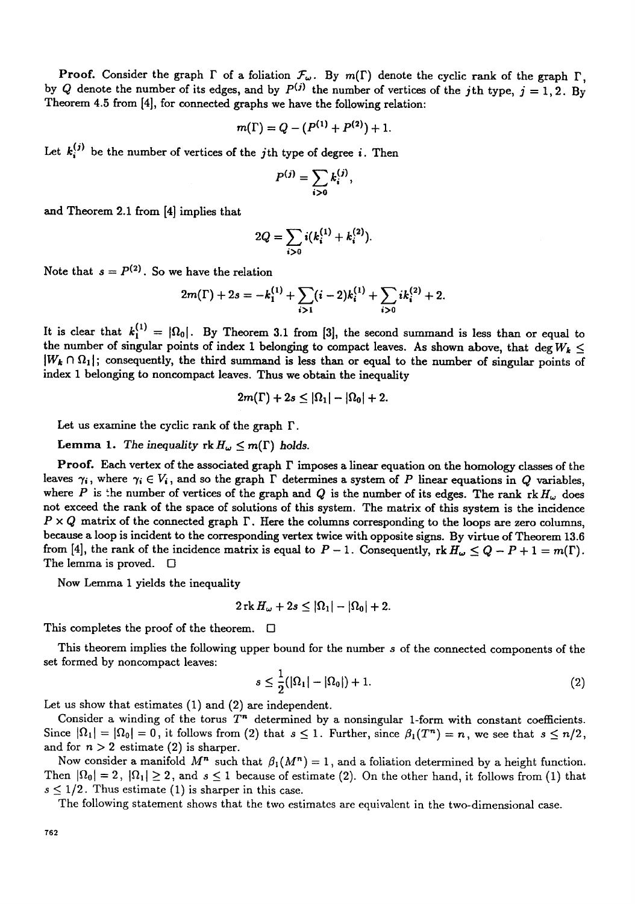**Proof.** Consider the graph $\Gamma$ of a foliation $\mathcal{F}_\omega$. By $m(\Gamma)$ denote the cyclic rank of the graph $\Gamma$, by $Q$ denote the number of its edges, and by $P^{(j)}$ the number of vertices of the $j$th type, $j = 1, 2$. By Theorem 4.5 from [4], for connected graphs we have the following relation:

$$m(\Gamma) = Q - (P^{(1)} + P^{(2)}) + 1.$$

Let $k_i^{(j)}$ be the number of vertices of the $j$th type of degree $i$. Then

$$P^{(j)} = \sum_{i>0} k_i^{(j)},$$

and Theorem 2.1 from [4] implies that

$$2Q = \sum_{i>0} i(k_i^{(1)} + k_i^{(2)}).$$

Note that $s = P^{(2)}$. So we have the relation

$$2m(\Gamma) + 2s = -k_1^{(1)} + \sum_{i>1}(i-2)k_i^{(1)} + \sum_{i>0} ik_i^{(2)} + 2.$$

It is clear that $k_1^{(1)} = |\Omega_0|$. By Theorem 3.1 from [3], the second summand is less than or equal to the number of singular points of index 1 belonging to compact leaves. As shown above, that $\deg W_k \leq |W_k \cap \Omega_1|$; consequently, the third summand is less than or equal to the number of singular points of index 1 belonging to noncompact leaves. Thus we obtain the inequality

$$2m(\Gamma) + 2s \leq |\Omega_1| - |\Omega_0| + 2.$$

Let us examine the cyclic rank of the graph $\Gamma$.

**Lemma 1.** *The inequality* $\operatorname{rk} H_\omega \leq m(\Gamma)$ *holds.*

**Proof.** Each vertex of the associated graph $\Gamma$ imposes a linear equation on the homology classes of the leaves $\gamma_i$, where $\gamma_i \in V_i$, and so the graph $\Gamma$ determines a system of $P$ linear equations in $Q$ variables, where $P$ is the number of vertices of the graph and $Q$ is the number of its edges. The rank $\operatorname{rk} H_\omega$ does not exceed the rank of the space of solutions of this system. The matrix of this system is the incidence $P \times Q$ matrix of the connected graph $\Gamma$. Here the columns corresponding to the loops are zero columns, because a loop is incident to the corresponding vertex twice with opposite signs. By virtue of Theorem 13.6 from [4], the rank of the incidence matrix is equal to $P - 1$. Consequently, $\operatorname{rk} H_\omega \leq Q - P + 1 = m(\Gamma)$. The lemma is proved. □

Now Lemma 1 yields the inequality

$$2 \operatorname{rk} H_\omega + 2s \leq |\Omega_1| - |\Omega_0| + 2.$$

This completes the proof of the theorem. □

This theorem implies the following upper bound for the number $s$ of the connected components of the set formed by noncompact leaves:

$$s \leq \frac{1}{2}(|\Omega_1| - |\Omega_0|) + 1. \tag{2}$$

Let us show that estimates (1) and (2) are independent.

Consider a winding of the torus $T^n$ determined by a nonsingular 1-form with constant coefficients. Since $|\Omega_1| = |\Omega_0| = 0$, it follows from (2) that $s \leq 1$. Further, since $\beta_1(T^n) = n$, we see that $s \leq n/2$, and for $n > 2$ estimate (2) is sharper.

Now consider a manifold $M^n$ such that $\beta_1(M^n) = 1$, and a foliation determined by a height function. Then $|\Omega_0| = 2$, $|\Omega_1| \geq 2$, and $s \leq 1$ because of estimate (2). On the other hand, it follows from (1) that $s \leq 1/2$. Thus estimate (1) is sharper in this case.

The following statement shows that the two estimates are equivalent in the two-dimensional case.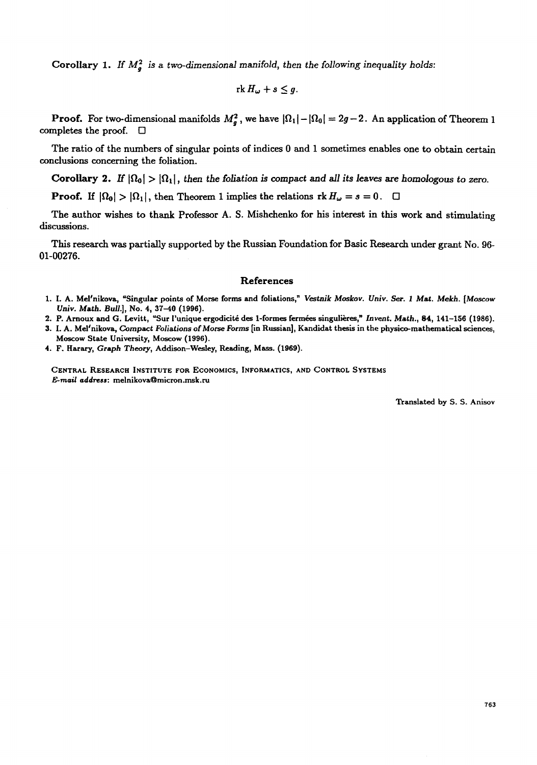**Corollary 1.** *If $M_g^2$ is a two-dimensional manifold, then the following inequality holds:*

$$\operatorname{rk} H_\omega + s \leq g.$$

**Proof.** For two-dimensional manifolds $M_g^2$, we have $|\Omega_1| - |\Omega_0| = 2g - 2$. An application of Theorem 1 completes the proof. □

The ratio of the numbers of singular points of indices 0 and 1 sometimes enables one to obtain certain conclusions concerning the foliation.

**Corollary 2.** *If $|\Omega_0| > |\Omega_1|$, then the foliation is compact and all its leaves are homologous to zero.*

**Proof.** If $|\Omega_0| > |\Omega_1|$, then Theorem 1 implies the relations $\operatorname{rk} H_\omega = s = 0$. □

The author wishes to thank Professor A. S. Mishchenko for his interest in this work and stimulating discussions.

This research was partially supported by the Russian Foundation for Basic Research under grant No. 96-01-00276.

## References

1. I. A. Mel'nikova, "Singular points of Morse forms and foliations," *Vestnik Moskov. Univ. Ser. 1 Mat. Mekh.* [*Moscow Univ. Math. Bull.*], No. 4, 37–40 (1996).
2. P. Arnoux and G. Levitt, "Sur l'unique ergodicité des 1-formes fermées singulières," *Invent. Math.*, **84**, 141–156 (1986).
3. I. A. Mel'nikova, *Compact Foliations of Morse Forms* [in Russian], Kandidat thesis in the physico-mathematical sciences, Moscow State University, Moscow (1996).
4. F. Harary, *Graph Theory*, Addison–Wesley, Reading, Mass. (1969).

Central Research Institute for Economics, Informatics, and Control Systems
*E-mail address*: melnikova@micron.msk.ru

Translated by S. S. Anisov